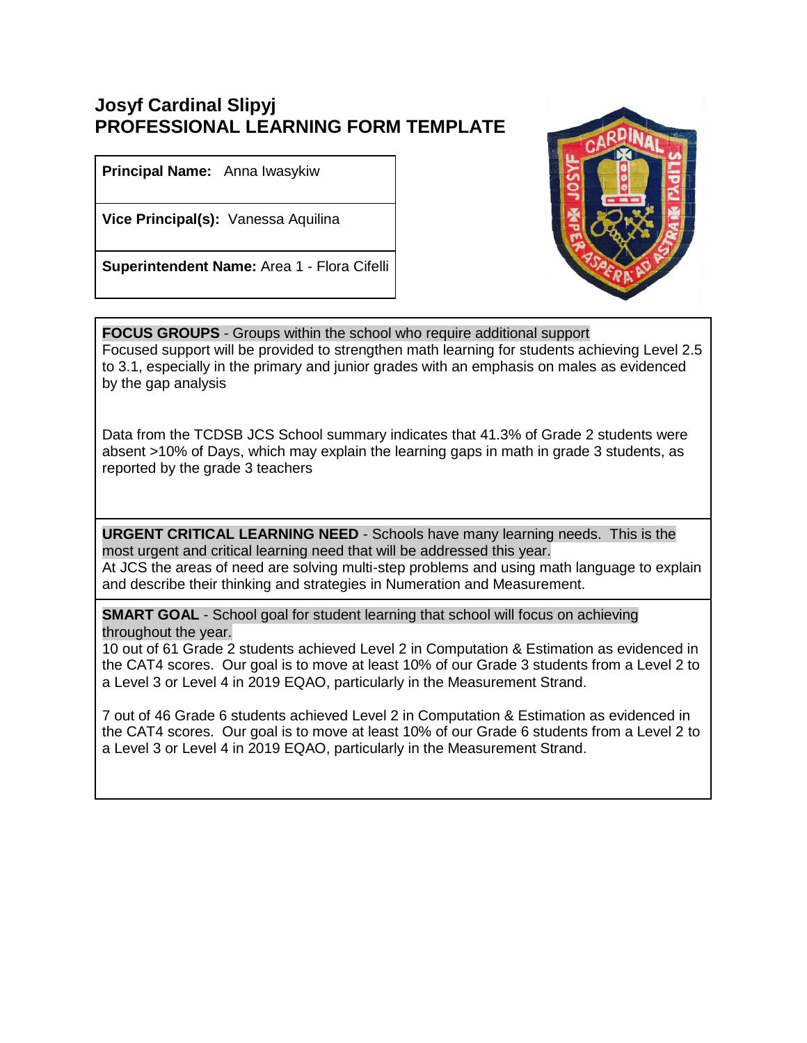# Josyf Cardinal Slipyj
# PROFESSIONAL LEARNING FORM TEMPLATE

**Principal Name:** Anna Iwasykiw

**Vice Principal(s):** Vanessa Aquilina

**Superintendent Name:** Area 1 - Flora Cifelli

**FOCUS GROUPS** - Groups within the school who require additional support

Focused support will be provided to strengthen math learning for students achieving Level 2.5 to 3.1, especially in the primary and junior grades with an emphasis on males as evidenced by the gap analysis

Data from the TCDSB JCS School summary indicates that 41.3% of Grade 2 students were absent >10% of Days, which may explain the learning gaps in math in grade 3 students, as reported by the grade 3 teachers

**URGENT CRITICAL LEARNING NEED** - Schools have many learning needs. This is the most urgent and critical learning need that will be addressed this year.

At JCS the areas of need are solving multi-step problems and using math language to explain and describe their thinking and strategies in Numeration and Measurement.

**SMART GOAL** - School goal for student learning that school will focus on achieving throughout the year.

10 out of 61 Grade 2 students achieved Level 2 in Computation & Estimation as evidenced in the CAT4 scores. Our goal is to move at least 10% of our Grade 3 students from a Level 2 to a Level 3 or Level 4 in 2019 EQAO, particularly in the Measurement Strand.

7 out of 46 Grade 6 students achieved Level 2 in Computation & Estimation as evidenced in the CAT4 scores. Our goal is to move at least 10% of our Grade 6 students from a Level 2 to a Level 3 or Level 4 in 2019 EQAO, particularly in the Measurement Strand.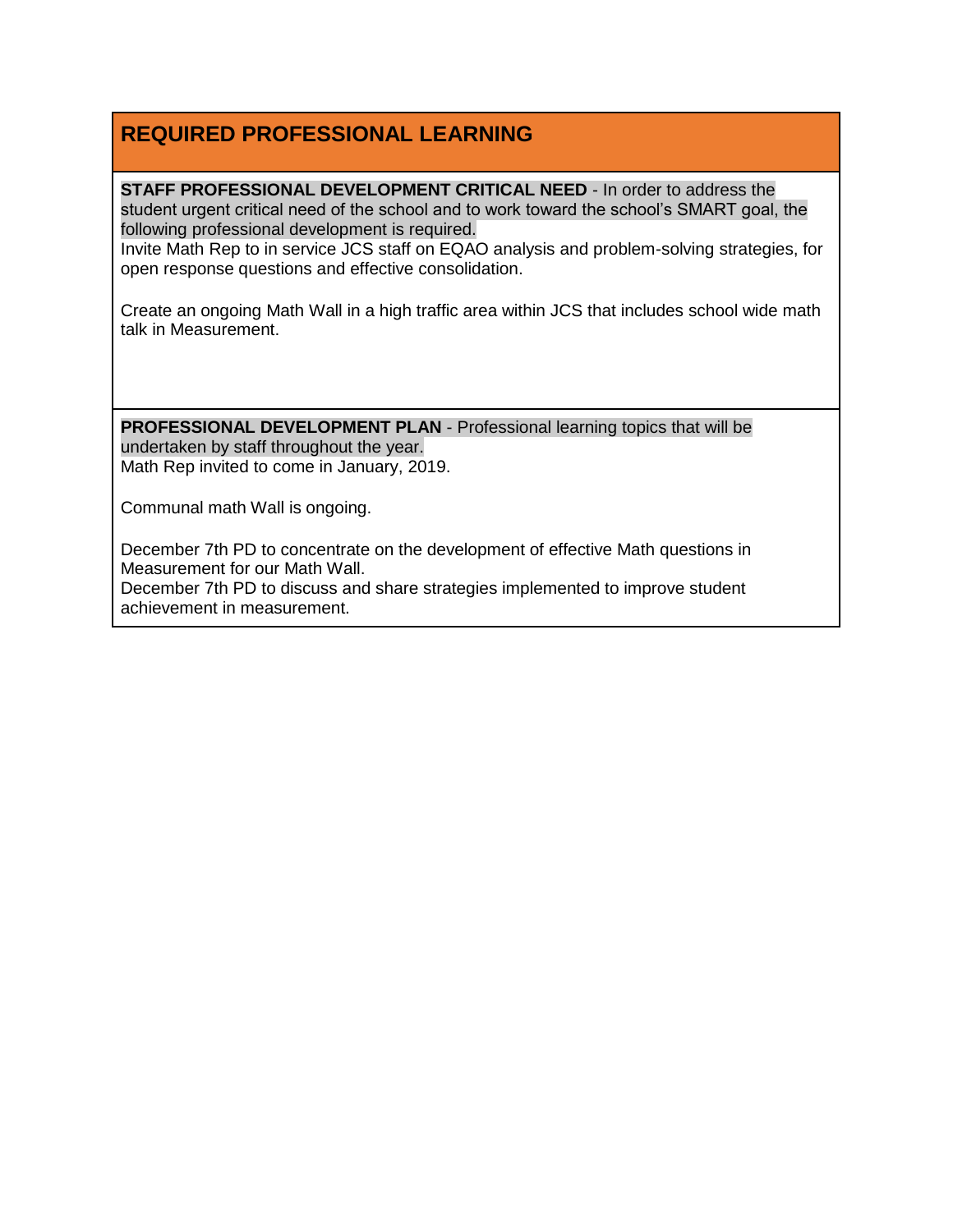## REQUIRED PROFESSIONAL LEARNING

**STAFF PROFESSIONAL DEVELOPMENT CRITICAL NEED** - In order to address the student urgent critical need of the school and to work toward the school's SMART goal, the following professional development is required.
Invite Math Rep to in service JCS staff on EQAO analysis and problem-solving strategies, for open response questions and effective consolidation.

Create an ongoing Math Wall in a high traffic area within JCS that includes school wide math talk in Measurement.

**PROFESSIONAL DEVELOPMENT PLAN** - Professional learning topics that will be undertaken by staff throughout the year.
Math Rep invited to come in January, 2019.

Communal math Wall is ongoing.

December 7th PD to concentrate on the development of effective Math questions in Measurement for our Math Wall.
December 7th PD to discuss and share strategies implemented to improve student achievement in measurement.